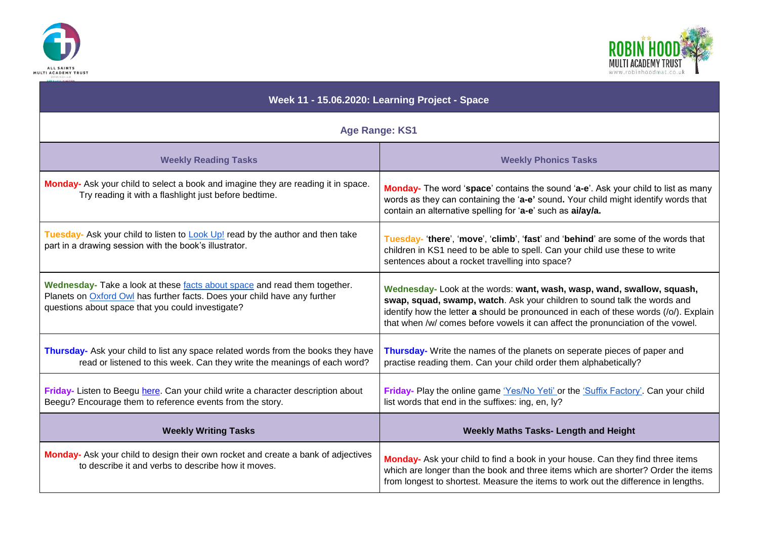# Week 11 - 15.06.2020: Learning Project - Space

## Age Range: KS1

| Weekly Reading Tasks | Weekly Phonics Tasks |
|---|---|
| **Monday-** Ask your child to select a book and imagine they are reading it in space. Try reading it with a flashlight just before bedtime. | **Monday-** The word '**space**' contains the sound '**a-e**'. Ask your child to list as many words as they can containing the '**a-e'** sound**.** Your child might identify words that contain an alternative spelling for '**a-e**' such as **ai/ay/a.** |
| **Tuesday-** Ask your child to listen to Look Up! read by the author and then take part in a drawing session with the book's illustrator. | **Tuesday-** '**there**', '**move**', '**climb**', '**fast**' and '**behind**' are some of the words that children in KS1 need to be able to spell. Can your child use these to write sentences about a rocket travelling into space? |
| **Wednesday-** Take a look at these facts about space and read them together. Planets on Oxford Owl has further facts. Does your child have any further questions about space that you could investigate? | **Wednesday-** Look at the words: **want, wash, wasp, wand, swallow, squash, swap, squad, swamp, watch**. Ask your children to sound talk the words and identify how the letter **a** should be pronounced in each of these words (/o/). Explain that when /w/ comes before vowels it can affect the pronunciation of the vowel. |
| **Thursday-** Ask your child to list any space related words from the books they have read or listened to this week. Can they write the meanings of each word? | **Thursday-** Write the names of the planets on seperate pieces of paper and practise reading them. Can your child order them alphabetically? |
| **Friday-** Listen to Beegu here. Can your child write a character description about Beegu? Encourage them to reference events from the story. | **Friday-** Play the online game 'Yes/No Yeti' or the 'Suffix Factory'. Can your child list words that end in the suffixes: ing, en, ly? |
| **Weekly Writing Tasks** | **Weekly Maths Tasks- Length and Height** |
| **Monday-** Ask your child to design their own rocket and create a bank of adjectives to describe it and verbs to describe how it moves. | **Monday-** Ask your child to find a book in your house. Can they find three items which are longer than the book and three items which are shorter? Order the items from longest to shortest. Measure the items to work out the difference in lengths. |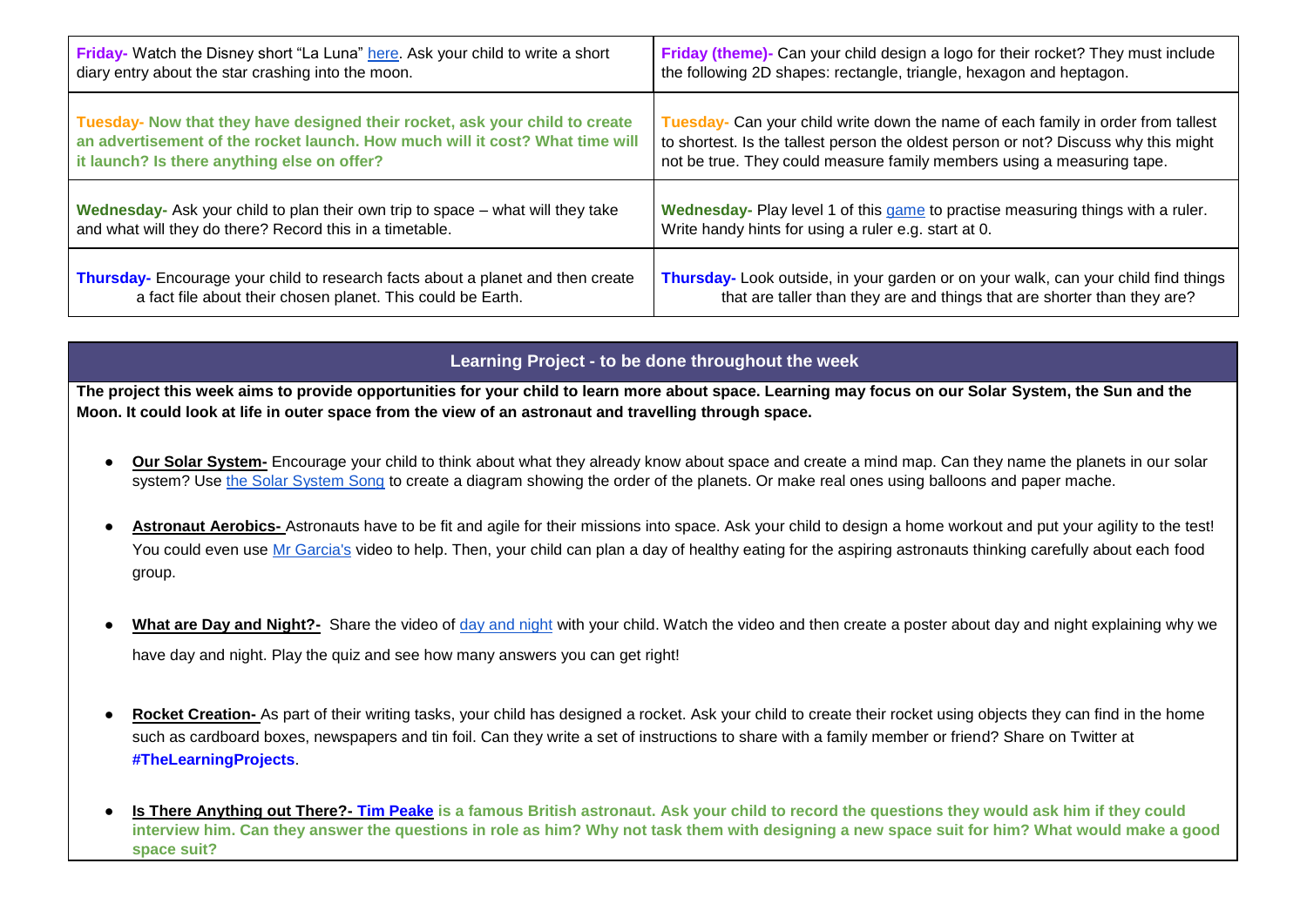| | |
|---|---|
| **Friday-** Watch the Disney short "La Luna" here. Ask your child to write a short diary entry about the star crashing into the moon. | **Friday (theme)-** Can your child design a logo for their rocket? They must include the following 2D shapes: rectangle, triangle, hexagon and heptagon. |
| **Tuesday- Now that they have designed their rocket, ask your child to create an advertisement of the rocket launch. How much will it cost? What time will it launch? Is there anything else on offer?** | **Tuesday-** Can your child write down the name of each family in order from tallest to shortest. Is the tallest person the oldest person or not? Discuss why this might not be true. They could measure family members using a measuring tape. |
| **Wednesday-** Ask your child to plan their own trip to space – what will they take and what will they do there? Record this in a timetable. | **Wednesday-** Play level 1 of this game to practise measuring things with a ruler. Write handy hints for using a ruler e.g. start at 0. |
| **Thursday-** Encourage your child to research facts about a planet and then create a fact file about their chosen planet. This could be Earth. | **Thursday-** Look outside, in your garden or on your walk, can your child find things that are taller than they are and things that are shorter than they are? |

## Learning Project - to be done throughout the week

**The project this week aims to provide opportunities for your child to learn more about space. Learning may focus on our Solar System, the Sun and the Moon. It could look at life in outer space from the view of an astronaut and travelling through space.**

- **Our Solar System-** Encourage your child to think about what they already know about space and create a mind map. Can they name the planets in our solar system? Use the Solar System Song to create a diagram showing the order of the planets. Or make real ones using balloons and paper mache.

- **Astronaut Aerobics-** Astronauts have to be fit and agile for their missions into space. Ask your child to design a home workout and put your agility to the test! You could even use Mr Garcia's video to help. Then, your child can plan a day of healthy eating for the aspiring astronauts thinking carefully about each food group.

- **What are Day and Night?-** Share the video of day and night with your child. Watch the video and then create a poster about day and night explaining why we have day and night. Play the quiz and see how many answers you can get right!

- **Rocket Creation-** As part of their writing tasks, your child has designed a rocket. Ask your child to create their rocket using objects they can find in the home such as cardboard boxes, newspapers and tin foil. Can they write a set of instructions to share with a family member or friend? Share on Twitter at **#TheLearningProjects**.

- **Is There Anything out There?- Tim Peake is a famous British astronaut. Ask your child to record the questions they would ask him if they could interview him. Can they answer the questions in role as him? Why not task them with designing a new space suit for him? What would make a good space suit?**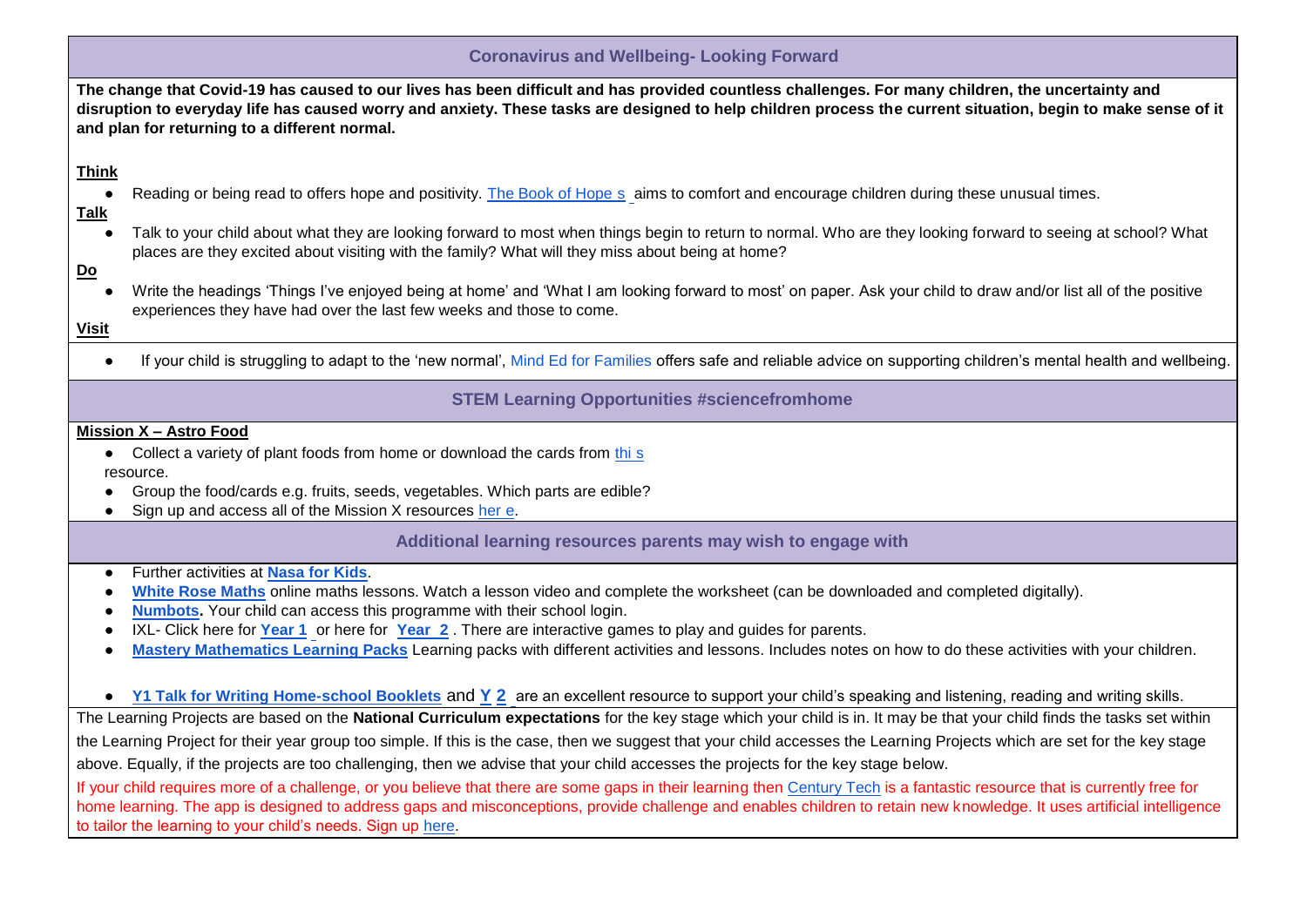## Coronavirus and Wellbeing- Looking Forward

**The change that Covid-19 has caused to our lives has been difficult and has provided countless challenges. For many children, the uncertainty and disruption to everyday life has caused worry and anxiety. These tasks are designed to help children process the current situation, begin to make sense of it and plan for returning to a different normal.**

**Think**

- Reading or being read to offers hope and positivity. The Book of Hope s aims to comfort and encourage children during these unusual times.

**Talk**

- Talk to your child about what they are looking forward to most when things begin to return to normal. Who are they looking forward to seeing at school? What places are they excited about visiting with the family? What will they miss about being at home?

**Do**

- Write the headings 'Things I've enjoyed being at home' and 'What I am looking forward to most' on paper. Ask your child to draw and/or list all of the positive experiences they have had over the last few weeks and those to come.

**Visit**

- If your child is struggling to adapt to the 'new normal', Mind Ed for Families offers safe and reliable advice on supporting children's mental health and wellbeing.

## STEM Learning Opportunities #sciencefromhome

**Mission X – Astro Food**

- Collect a variety of plant foods from home or download the cards from thi s resource.
- Group the food/cards e.g. fruits, seeds, vegetables. Which parts are edible?
- Sign up and access all of the Mission X resources her e.

## Additional learning resources parents may wish to engage with

- Further activities at **Nasa for Kids**.
- **White Rose Maths** online maths lessons. Watch a lesson video and complete the worksheet (can be downloaded and completed digitally).
- **Numbots.** Your child can access this programme with their school login.
- IXL- Click here for **Year 1** or here for **Year 2** . There are interactive games to play and guides for parents.
- **Mastery Mathematics Learning Packs** Learning packs with different activities and lessons. Includes notes on how to do these activities with your children.
- **Y1 Talk for Writing Home-school Booklets** and **Y 2** are an excellent resource to support your child's speaking and listening, reading and writing skills.

The Learning Projects are based on the **National Curriculum expectations** for the key stage which your child is in. It may be that your child finds the tasks set within the Learning Project for their year group too simple. If this is the case, then we suggest that your child accesses the Learning Projects which are set for the key stage above. Equally, if the projects are too challenging, then we advise that your child accesses the projects for the key stage below.

If your child requires more of a challenge, or you believe that there are some gaps in their learning then Century Tech is a fantastic resource that is currently free for home learning. The app is designed to address gaps and misconceptions, provide challenge and enables children to retain new knowledge. It uses artificial intelligence to tailor the learning to your child's needs. Sign up here.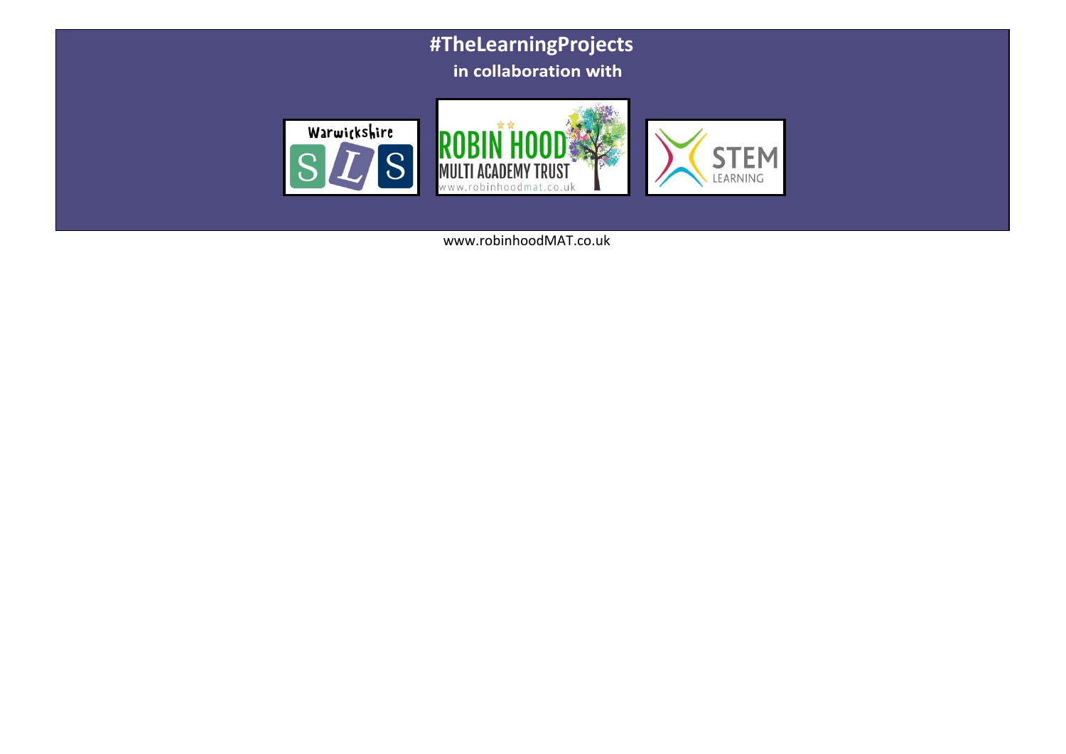**#TheLearningProjects**

**in collaboration with**

www.robinhoodMAT.co.uk